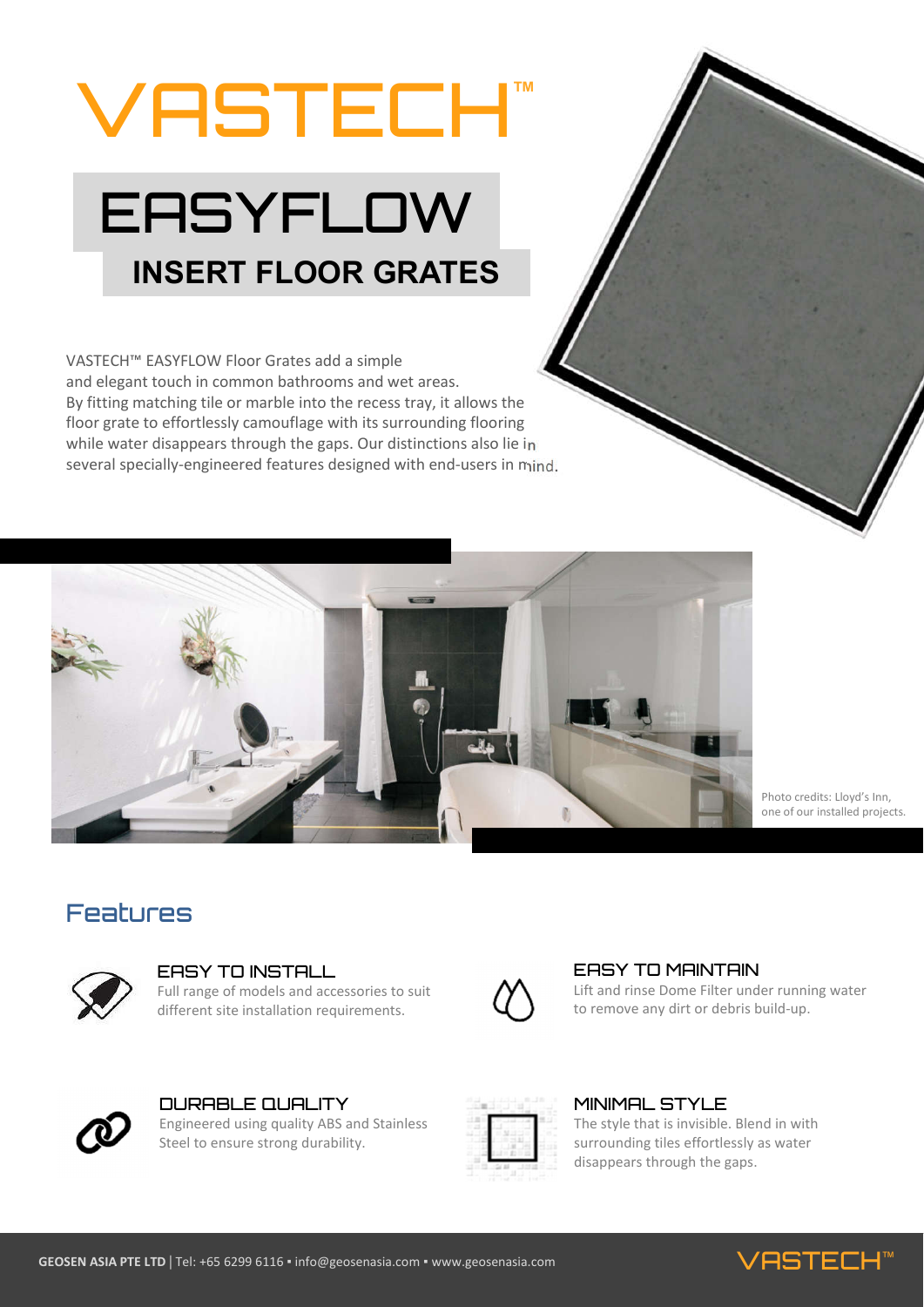# VASTECH™

## EASYFLOW

### INSERT FLOOR GRATES

VASTECH™ EASYFLOW Floor Grates add a simple and elegant touch in common bathrooms and wet areas. By fitting matching tile or marble into the recess tray, it allows the floor grate to effortlessly camouflage with its surrounding flooring while water disappears through the gaps. Our distinctions also lie in several specially-engineered features designed with end-users in mind.

Photo credits: Lloyd's Inn, one of our installed projects.

## Features

### EASY TO INSTALL

Full range of models and accessories to suit different site installation requirements.

### EASY TO MAINTAIN

Lift and rinse Dome Filter under running water to remove any dirt or debris build-up.

### DURABLE QUALITY

Engineered using quality ABS and Stainless Steel to ensure strong durability.

### MINIMAL STYLE

The style that is invisible. Blend in with surrounding tiles effortlessly as water disappears through the gaps.

**GEOSEN ASIA PTE LTD** | Tel: +65 6299 6116 ▪ info@geosenasia.com ▪ www.geosenasia.com

VASTECH™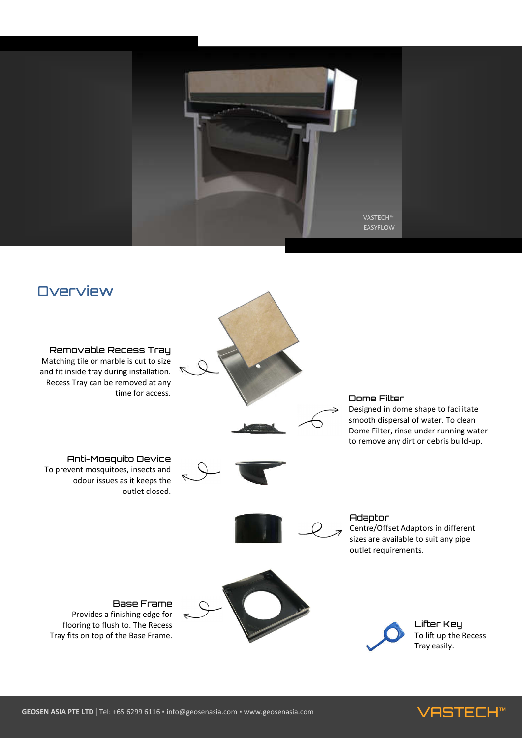VASTECH™
EASYFLOW

## Overview

### Removable Recess Tray

Matching tile or marble is cut to size and fit inside tray during installation. Recess Tray can be removed at any time for access.

### Dome Filter

Designed in dome shape to facilitate smooth dispersal of water. To clean Dome Filter, rinse under running water to remove any dirt or debris build-up.

### Anti-Mosquito Device

To prevent mosquitoes, insects and odour issues as it keeps the outlet closed.

### Adaptor

Centre/Offset Adaptors in different sizes are available to suit any pipe outlet requirements.

### Base Frame

Provides a finishing edge for flooring to flush to. The Recess Tray fits on top of the Base Frame.

### Lifter Key

To lift up the Recess Tray easily.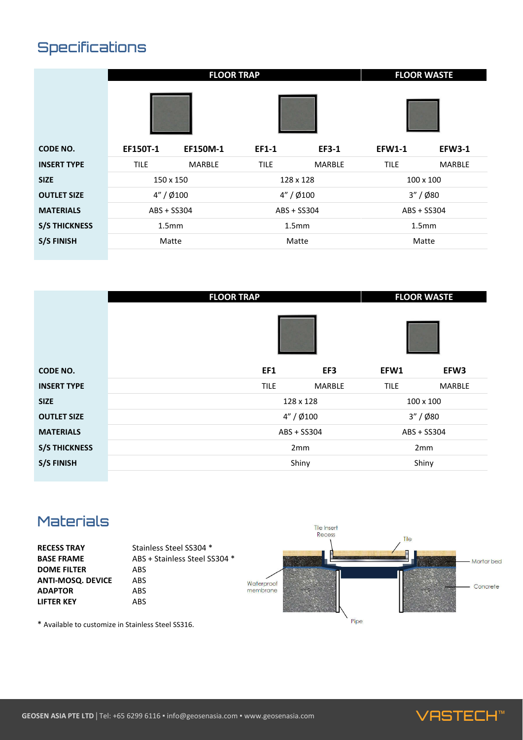## Specifications

| | FLOOR TRAP | | | | FLOOR WASTE | |
|---|---|---|---|---|---|---|
| **CODE NO.** | **EF150T-1** | **EF150M-1** | **EF1-1** | **EF3-1** | **EFW1-1** | **EFW3-1** |
| **INSERT TYPE** | TILE | MARBLE | TILE | MARBLE | TILE | MARBLE |
| **SIZE** | 150 x 150 | | 128 x 128 | | 100 x 100 | |
| **OUTLET SIZE** | 4" / Ø100 | | 4" / Ø100 | | 3" / Ø80 | |
| **MATERIALS** | ABS + SS304 | | ABS + SS304 | | ABS + SS304 | |
| **S/S THICKNESS** | 1.5mm | | 1.5mm | | 1.5mm | |
| **S/S FINISH** | Matte | | Matte | | Matte | |

| | FLOOR TRAP | | FLOOR WASTE | |
|---|---|---|---|---|
| **CODE NO.** | **EF1** | **EF3** | **EFW1** | **EFW3** |
| **INSERT TYPE** | TILE | MARBLE | TILE | MARBLE |
| **SIZE** | 128 x 128 | | 100 x 100 | |
| **OUTLET SIZE** | 4" / Ø100 | | 3" / Ø80 | |
| **MATERIALS** | ABS + SS304 | | ABS + SS304 | |
| **S/S THICKNESS** | 2mm | | 2mm | |
| **S/S FINISH** | Shiny | | Shiny | |

## Materials

| | |
|---|---|
| **RECESS TRAY** | Stainless Steel SS304 * |
| **BASE FRAME** | ABS + Stainless Steel SS304 * |
| **DOME FILTER** | ABS |
| **ANTI-MOSQ. DEVICE** | ABS |
| **ADAPTOR** | ABS |
| **LIFTER KEY** | ABS |

* Available to customize in Stainless Steel SS316.

Tile Insert Recess · Tile · Mortar bed · Waterproof membrane · Concrete · Pipe

**GEOSEN ASIA PTE LTD** | Tel: +65 6299 6116 ▪ info@geosenasia.com ▪ www.geosenasia.com

VASTECH™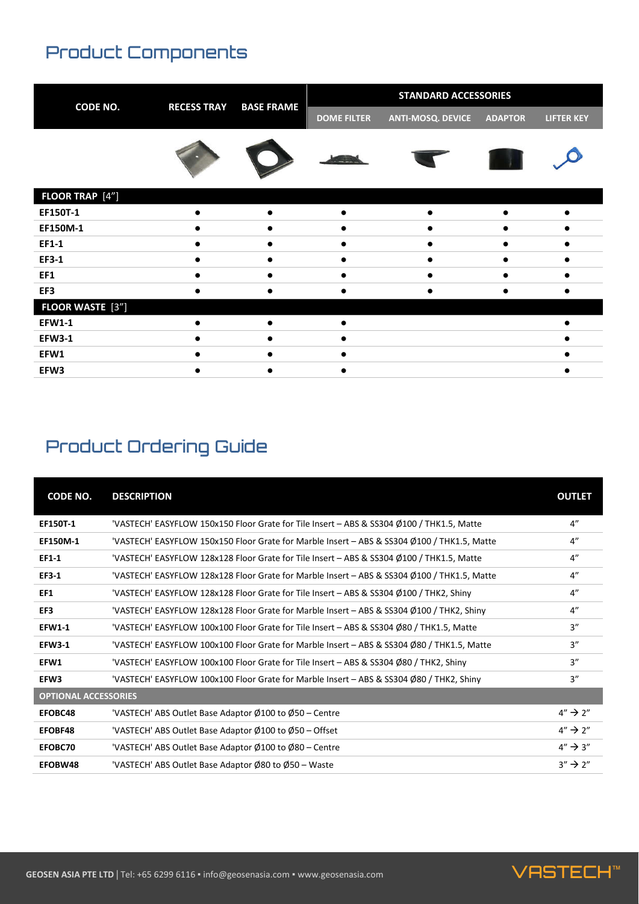## Product Components

| CODE NO. | RECESS TRAY | BASE FRAME | STANDARD ACCESSORIES | | | |
|---|---|---|---|---|---|---|
| | | | DOME FILTER | ANTI-MOSQ. DEVICE | ADAPTOR | LIFTER KEY |
| **FLOOR TRAP** [4″] | | | | | | |
| **EF150T-1** | ● | ● | ● | ● | ● | ● |
| **EF150M-1** | ● | ● | ● | ● | ● | ● |
| **EF1-1** | ● | ● | ● | ● | ● | ● |
| **EF3-1** | ● | ● | ● | ● | ● | ● |
| **EF1** | ● | ● | ● | ● | ● | ● |
| **EF3** | ● | ● | ● | ● | ● | ● |
| **FLOOR WASTE** [3″] | | | | | | |
| **EFW1-1** | ● | ● | ● | | | ● |
| **EFW3-1** | ● | ● | ● | | | ● |
| **EFW1** | ● | ● | ● | | | ● |
| **EFW3** | ● | ● | ● | | | ● |

## Product Ordering Guide

| CODE NO. | DESCRIPTION | OUTLET |
|---|---|---|
| **EF150T-1** | 'VASTECH' EASYFLOW 150x150 Floor Grate for Tile Insert – ABS & SS304 Ø100 / THK1.5, Matte | 4″ |
| **EF150M-1** | 'VASTECH' EASYFLOW 150x150 Floor Grate for Marble Insert – ABS & SS304 Ø100 / THK1.5, Matte | 4″ |
| **EF1-1** | 'VASTECH' EASYFLOW 128x128 Floor Grate for Tile Insert – ABS & SS304 Ø100 / THK1.5, Matte | 4″ |
| **EF3-1** | 'VASTECH' EASYFLOW 128x128 Floor Grate for Marble Insert – ABS & SS304 Ø100 / THK1.5, Matte | 4″ |
| **EF1** | 'VASTECH' EASYFLOW 128x128 Floor Grate for Tile Insert – ABS & SS304 Ø100 / THK2, Shiny | 4″ |
| **EF3** | 'VASTECH' EASYFLOW 128x128 Floor Grate for Marble Insert – ABS & SS304 Ø100 / THK2, Shiny | 4″ |
| **EFW1-1** | 'VASTECH' EASYFLOW 100x100 Floor Grate for Tile Insert – ABS & SS304 Ø80 / THK1.5, Matte | 3″ |
| **EFW3-1** | 'VASTECH' EASYFLOW 100x100 Floor Grate for Marble Insert – ABS & SS304 Ø80 / THK1.5, Matte | 3″ |
| **EFW1** | 'VASTECH' EASYFLOW 100x100 Floor Grate for Tile Insert – ABS & SS304 Ø80 / THK2, Shiny | 3″ |
| **EFW3** | 'VASTECH' EASYFLOW 100x100 Floor Grate for Marble Insert – ABS & SS304 Ø80 / THK2, Shiny | 3″ |
| **OPTIONAL ACCESSORIES** | | |
| **EFOBC48** | 'VASTECH' ABS Outlet Base Adaptor Ø100 to Ø50 – Centre | 4″ → 2″ |
| **EFOBF48** | 'VASTECH' ABS Outlet Base Adaptor Ø100 to Ø50 – Offset | 4″ → 2″ |
| **EFOBC70** | 'VASTECH' ABS Outlet Base Adaptor Ø100 to Ø80 – Centre | 4″ → 3″ |
| **EFOBW48** | 'VASTECH' ABS Outlet Base Adaptor Ø80 to Ø50 – Waste | 3″ → 2″ |

**GEOSEN ASIA PTE LTD** | Tel: +65 6299 6116 ▪ info@geosenasia.com ▪ www.geosenasia.com

VASTECH™